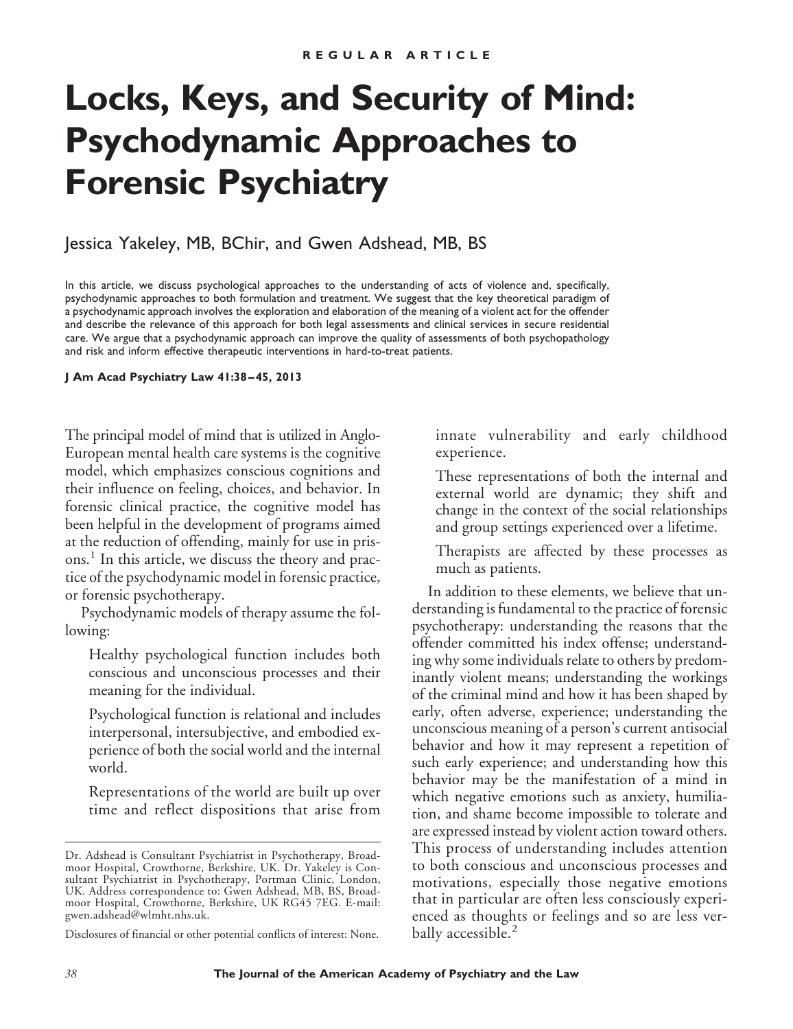REGULAR ARTICLE

# Locks, Keys, and Security of Mind: Psychodynamic Approaches to Forensic Psychiatry

Jessica Yakeley, MB, BChir, and Gwen Adshead, MB, BS

In this article, we discuss psychological approaches to the understanding of acts of violence and, specifically, psychodynamic approaches to both formulation and treatment. We suggest that the key theoretical paradigm of a psychodynamic approach involves the exploration and elaboration of the meaning of a violent act for the offender and describe the relevance of this approach for both legal assessments and clinical services in secure residential care. We argue that a psychodynamic approach can improve the quality of assessments of both psychopathology and risk and inform effective therapeutic interventions in hard-to-treat patients.

**J Am Acad Psychiatry Law 41:38–45, 2013**

The principal model of mind that is utilized in Anglo-European mental health care systems is the cognitive model, which emphasizes conscious cognitions and their influence on feeling, choices, and behavior. In forensic clinical practice, the cognitive model has been helpful in the development of programs aimed at the reduction of offending, mainly for use in prisons.[1] In this article, we discuss the theory and practice of the psychodynamic model in forensic practice, or forensic psychotherapy.

Psychodynamic models of therapy assume the following:

Healthy psychological function includes both conscious and unconscious processes and their meaning for the individual.

Psychological function is relational and includes interpersonal, intersubjective, and embodied experience of both the social world and the internal world.

Representations of the world are built up over time and reflect dispositions that arise from innate vulnerability and early childhood experience.

These representations of both the internal and external world are dynamic; they shift and change in the context of the social relationships and group settings experienced over a lifetime.

Therapists are affected by these processes as much as patients.

In addition to these elements, we believe that understanding is fundamental to the practice of forensic psychotherapy: understanding the reasons that the offender committed his index offense; understanding why some individuals relate to others by predominantly violent means; understanding the workings of the criminal mind and how it has been shaped by early, often adverse, experience; understanding the unconscious meaning of a person's current antisocial behavior and how it may represent a repetition of such early experience; and understanding how this behavior may be the manifestation of a mind in which negative emotions such as anxiety, humiliation, and shame become impossible to tolerate and are expressed instead by violent action toward others. This process of understanding includes attention to both conscious and unconscious processes and motivations, especially those negative emotions that in particular are often less consciously experienced as thoughts or feelings and so are less verbally accessible.[2]

Dr. Adshead is Consultant Psychiatrist in Psychotherapy, Broadmoor Hospital, Crowthorne, Berkshire, UK. Dr. Yakeley is Consultant Psychiatrist in Psychotherapy, Portman Clinic, London, UK. Address correspondence to: Gwen Adshead, MB, BS, Broadmoor Hospital, Crowthorne, Berkshire, UK RG45 7EG. E-mail: gwen.adshead@wlmht.nhs.uk.

Disclosures of financial or other potential conflicts of interest: None.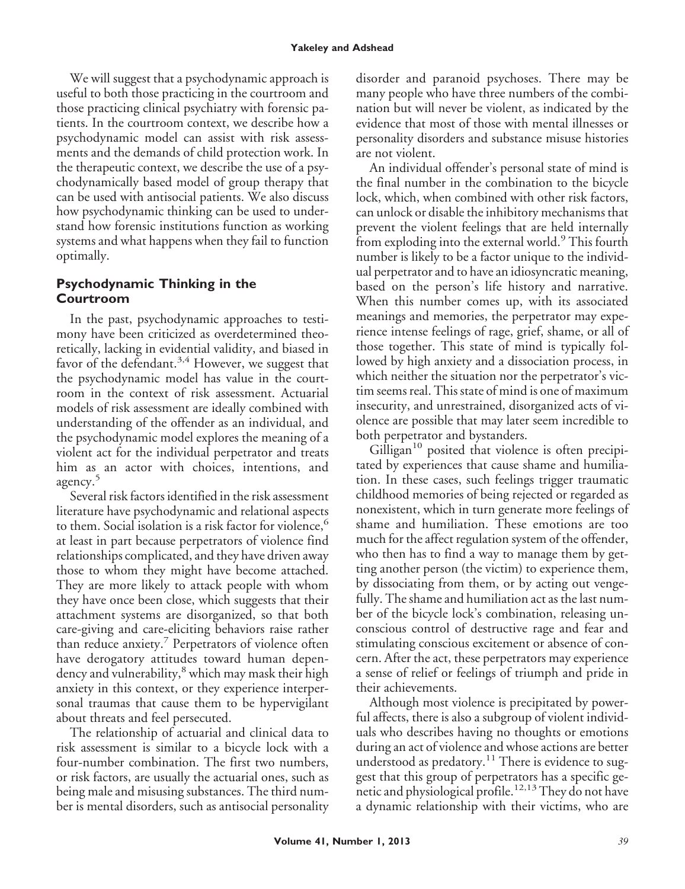We will suggest that a psychodynamic approach is useful to both those practicing in the courtroom and those practicing clinical psychiatry with forensic patients. In the courtroom context, we describe how a psychodynamic model can assist with risk assessments and the demands of child protection work. In the therapeutic context, we describe the use of a psychodynamically based model of group therapy that can be used with antisocial patients. We also discuss how psychodynamic thinking can be used to understand how forensic institutions function as working systems and what happens when they fail to function optimally.

## Psychodynamic Thinking in the Courtroom

In the past, psychodynamic approaches to testimony have been criticized as overdetermined theoretically, lacking in evidential validity, and biased in favor of the defendant.[3,4] However, we suggest that the psychodynamic model has value in the courtroom in the context of risk assessment. Actuarial models of risk assessment are ideally combined with understanding of the offender as an individual, and the psychodynamic model explores the meaning of a violent act for the individual perpetrator and treats him as an actor with choices, intentions, and agency.[5]

Several risk factors identified in the risk assessment literature have psychodynamic and relational aspects to them. Social isolation is a risk factor for violence,[6] at least in part because perpetrators of violence find relationships complicated, and they have driven away those to whom they might have become attached. They are more likely to attack people with whom they have once been close, which suggests that their attachment systems are disorganized, so that both care-giving and care-eliciting behaviors raise rather than reduce anxiety.[7] Perpetrators of violence often have derogatory attitudes toward human dependency and vulnerability,[8] which may mask their high anxiety in this context, or they experience interpersonal traumas that cause them to be hypervigilant about threats and feel persecuted.

The relationship of actuarial and clinical data to risk assessment is similar to a bicycle lock with a four-number combination. The first two numbers, or risk factors, are usually the actuarial ones, such as being male and misusing substances. The third number is mental disorders, such as antisocial personality disorder and paranoid psychoses. There may be many people who have three numbers of the combination but will never be violent, as indicated by the evidence that most of those with mental illnesses or personality disorders and substance misuse histories are not violent.

An individual offender's personal state of mind is the final number in the combination to the bicycle lock, which, when combined with other risk factors, can unlock or disable the inhibitory mechanisms that prevent the violent feelings that are held internally from exploding into the external world.[9] This fourth number is likely to be a factor unique to the individual perpetrator and to have an idiosyncratic meaning, based on the person's life history and narrative. When this number comes up, with its associated meanings and memories, the perpetrator may experience intense feelings of rage, grief, shame, or all of those together. This state of mind is typically followed by high anxiety and a dissociation process, in which neither the situation nor the perpetrator's victim seems real. This state of mind is one of maximum insecurity, and unrestrained, disorganized acts of violence are possible that may later seem incredible to both perpetrator and bystanders.

Gilligan[10] posited that violence is often precipitated by experiences that cause shame and humiliation. In these cases, such feelings trigger traumatic childhood memories of being rejected or regarded as nonexistent, which in turn generate more feelings of shame and humiliation. These emotions are too much for the affect regulation system of the offender, who then has to find a way to manage them by getting another person (the victim) to experience them, by dissociating from them, or by acting out vengefully. The shame and humiliation act as the last number of the bicycle lock's combination, releasing unconscious control of destructive rage and fear and stimulating conscious excitement or absence of concern. After the act, these perpetrators may experience a sense of relief or feelings of triumph and pride in their achievements.

Although most violence is precipitated by powerful affects, there is also a subgroup of violent individuals who describes having no thoughts or emotions during an act of violence and whose actions are better understood as predatory.[11] There is evidence to suggest that this group of perpetrators has a specific genetic and physiological profile.[12,13] They do not have a dynamic relationship with their victims, who are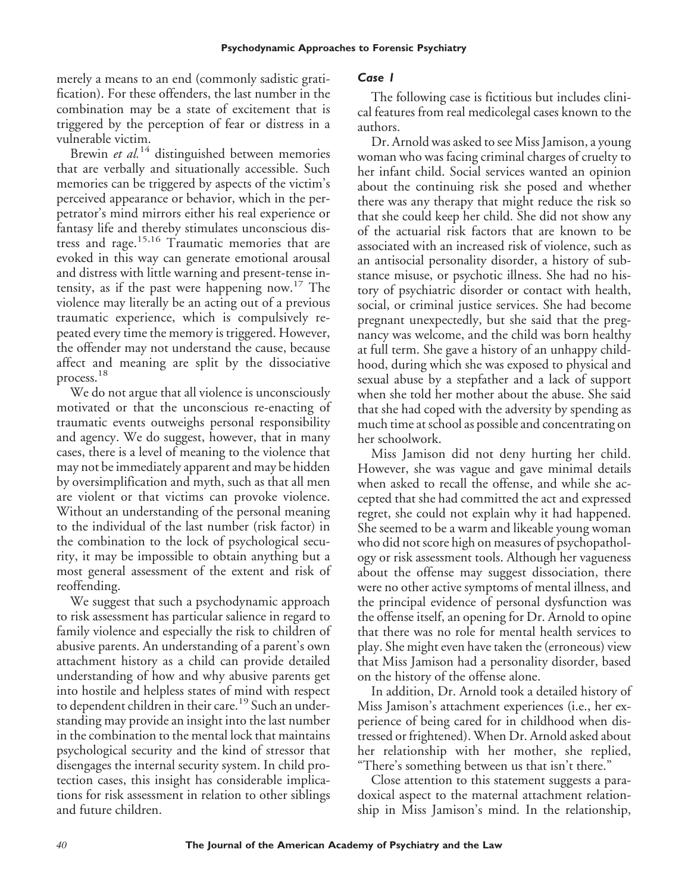merely a means to an end (commonly sadistic gratification). For these offenders, the last number in the combination may be a state of excitement that is triggered by the perception of fear or distress in a vulnerable victim.

Brewin *et al.*[14] distinguished between memories that are verbally and situationally accessible. Such memories can be triggered by aspects of the victim's perceived appearance or behavior, which in the perpetrator's mind mirrors either his real experience or fantasy life and thereby stimulates unconscious distress and rage.[15,16] Traumatic memories that are evoked in this way can generate emotional arousal and distress with little warning and present-tense intensity, as if the past were happening now.[17] The violence may literally be an acting out of a previous traumatic experience, which is compulsively repeated every time the memory is triggered. However, the offender may not understand the cause, because affect and meaning are split by the dissociative process.[18]

We do not argue that all violence is unconsciously motivated or that the unconscious re-enacting of traumatic events outweighs personal responsibility and agency. We do suggest, however, that in many cases, there is a level of meaning to the violence that may not be immediately apparent and may be hidden by oversimplification and myth, such as that all men are violent or that victims can provoke violence. Without an understanding of the personal meaning to the individual of the last number (risk factor) in the combination to the lock of psychological security, it may be impossible to obtain anything but a most general assessment of the extent and risk of reoffending.

We suggest that such a psychodynamic approach to risk assessment has particular salience in regard to family violence and especially the risk to children of abusive parents. An understanding of a parent's own attachment history as a child can provide detailed understanding of how and why abusive parents get into hostile and helpless states of mind with respect to dependent children in their care.[19] Such an understanding may provide an insight into the last number in the combination to the mental lock that maintains psychological security and the kind of stressor that disengages the internal security system. In child protection cases, this insight has considerable implications for risk assessment in relation to other siblings and future children.

### *Case 1*

The following case is fictitious but includes clinical features from real medicolegal cases known to the authors.

Dr. Arnold was asked to see Miss Jamison, a young woman who was facing criminal charges of cruelty to her infant child. Social services wanted an opinion about the continuing risk she posed and whether there was any therapy that might reduce the risk so that she could keep her child. She did not show any of the actuarial risk factors that are known to be associated with an increased risk of violence, such as an antisocial personality disorder, a history of substance misuse, or psychotic illness. She had no history of psychiatric disorder or contact with health, social, or criminal justice services. She had become pregnant unexpectedly, but she said that the pregnancy was welcome, and the child was born healthy at full term. She gave a history of an unhappy childhood, during which she was exposed to physical and sexual abuse by a stepfather and a lack of support when she told her mother about the abuse. She said that she had coped with the adversity by spending as much time at school as possible and concentrating on her schoolwork.

Miss Jamison did not deny hurting her child. However, she was vague and gave minimal details when asked to recall the offense, and while she accepted that she had committed the act and expressed regret, she could not explain why it had happened. She seemed to be a warm and likeable young woman who did not score high on measures of psychopathology or risk assessment tools. Although her vagueness about the offense may suggest dissociation, there were no other active symptoms of mental illness, and the principal evidence of personal dysfunction was the offense itself, an opening for Dr. Arnold to opine that there was no role for mental health services to play. She might even have taken the (erroneous) view that Miss Jamison had a personality disorder, based on the history of the offense alone.

In addition, Dr. Arnold took a detailed history of Miss Jamison's attachment experiences (i.e., her experience of being cared for in childhood when distressed or frightened). When Dr. Arnold asked about her relationship with her mother, she replied, "There's something between us that isn't there."

Close attention to this statement suggests a paradoxical aspect to the maternal attachment relationship in Miss Jamison's mind. In the relationship,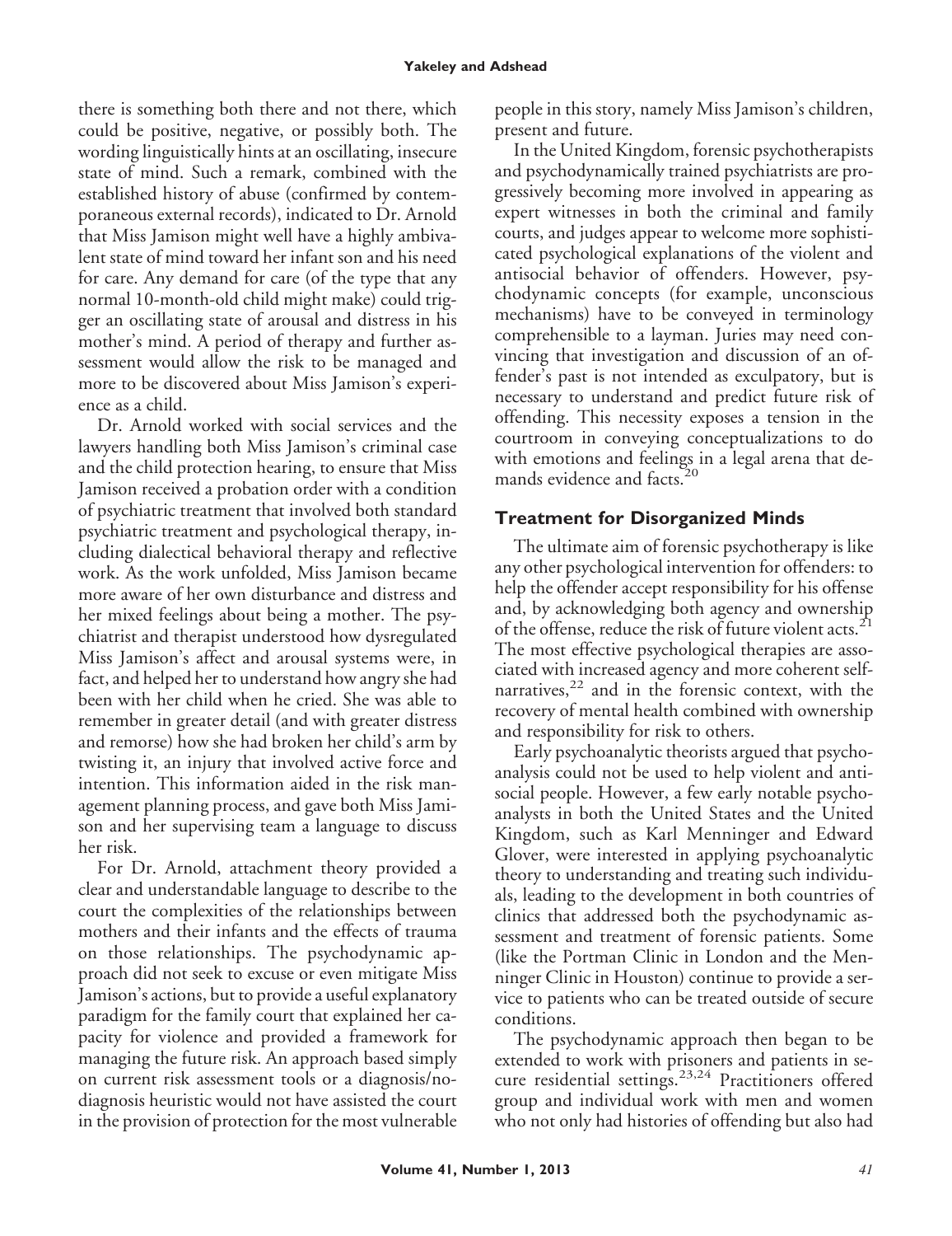there is something both there and not there, which could be positive, negative, or possibly both. The wording linguistically hints at an oscillating, insecure state of mind. Such a remark, combined with the established history of abuse (confirmed by contemporaneous external records), indicated to Dr. Arnold that Miss Jamison might well have a highly ambivalent state of mind toward her infant son and his need for care. Any demand for care (of the type that any normal 10-month-old child might make) could trigger an oscillating state of arousal and distress in his mother's mind. A period of therapy and further assessment would allow the risk to be managed and more to be discovered about Miss Jamison's experience as a child.

Dr. Arnold worked with social services and the lawyers handling both Miss Jamison's criminal case and the child protection hearing, to ensure that Miss Jamison received a probation order with a condition of psychiatric treatment that involved both standard psychiatric treatment and psychological therapy, including dialectical behavioral therapy and reflective work. As the work unfolded, Miss Jamison became more aware of her own disturbance and distress and her mixed feelings about being a mother. The psychiatrist and therapist understood how dysregulated Miss Jamison's affect and arousal systems were, in fact, and helped her to understand how angry she had been with her child when he cried. She was able to remember in greater detail (and with greater distress and remorse) how she had broken her child's arm by twisting it, an injury that involved active force and intention. This information aided in the risk management planning process, and gave both Miss Jamison and her supervising team a language to discuss her risk.

For Dr. Arnold, attachment theory provided a clear and understandable language to describe to the court the complexities of the relationships between mothers and their infants and the effects of trauma on those relationships. The psychodynamic approach did not seek to excuse or even mitigate Miss Jamison's actions, but to provide a useful explanatory paradigm for the family court that explained her capacity for violence and provided a framework for managing the future risk. An approach based simply on current risk assessment tools or a diagnosis/no-diagnosis heuristic would not have assisted the court in the provision of protection for the most vulnerable people in this story, namely Miss Jamison's children, present and future.

In the United Kingdom, forensic psychotherapists and psychodynamically trained psychiatrists are progressively becoming more involved in appearing as expert witnesses in both the criminal and family courts, and judges appear to welcome more sophisticated psychological explanations of the violent and antisocial behavior of offenders. However, psychodynamic concepts (for example, unconscious mechanisms) have to be conveyed in terminology comprehensible to a layman. Juries may need convincing that investigation and discussion of an offender's past is not intended as exculpatory, but is necessary to understand and predict future risk of offending. This necessity exposes a tension in the courtroom in conveying conceptualizations to do with emotions and feelings in a legal arena that demands evidence and facts.[20]

## Treatment for Disorganized Minds

The ultimate aim of forensic psychotherapy is like any other psychological intervention for offenders: to help the offender accept responsibility for his offense and, by acknowledging both agency and ownership of the offense, reduce the risk of future violent acts.[21] The most effective psychological therapies are associated with increased agency and more coherent self-narratives,[22] and in the forensic context, with the recovery of mental health combined with ownership and responsibility for risk to others.

Early psychoanalytic theorists argued that psychoanalysis could not be used to help violent and antisocial people. However, a few early notable psychoanalysts in both the United States and the United Kingdom, such as Karl Menninger and Edward Glover, were interested in applying psychoanalytic theory to understanding and treating such individuals, leading to the development in both countries of clinics that addressed both the psychodynamic assessment and treatment of forensic patients. Some (like the Portman Clinic in London and the Menninger Clinic in Houston) continue to provide a service to patients who can be treated outside of secure conditions.

The psychodynamic approach then began to be extended to work with prisoners and patients in secure residential settings.[23,24] Practitioners offered group and individual work with men and women who not only had histories of offending but also had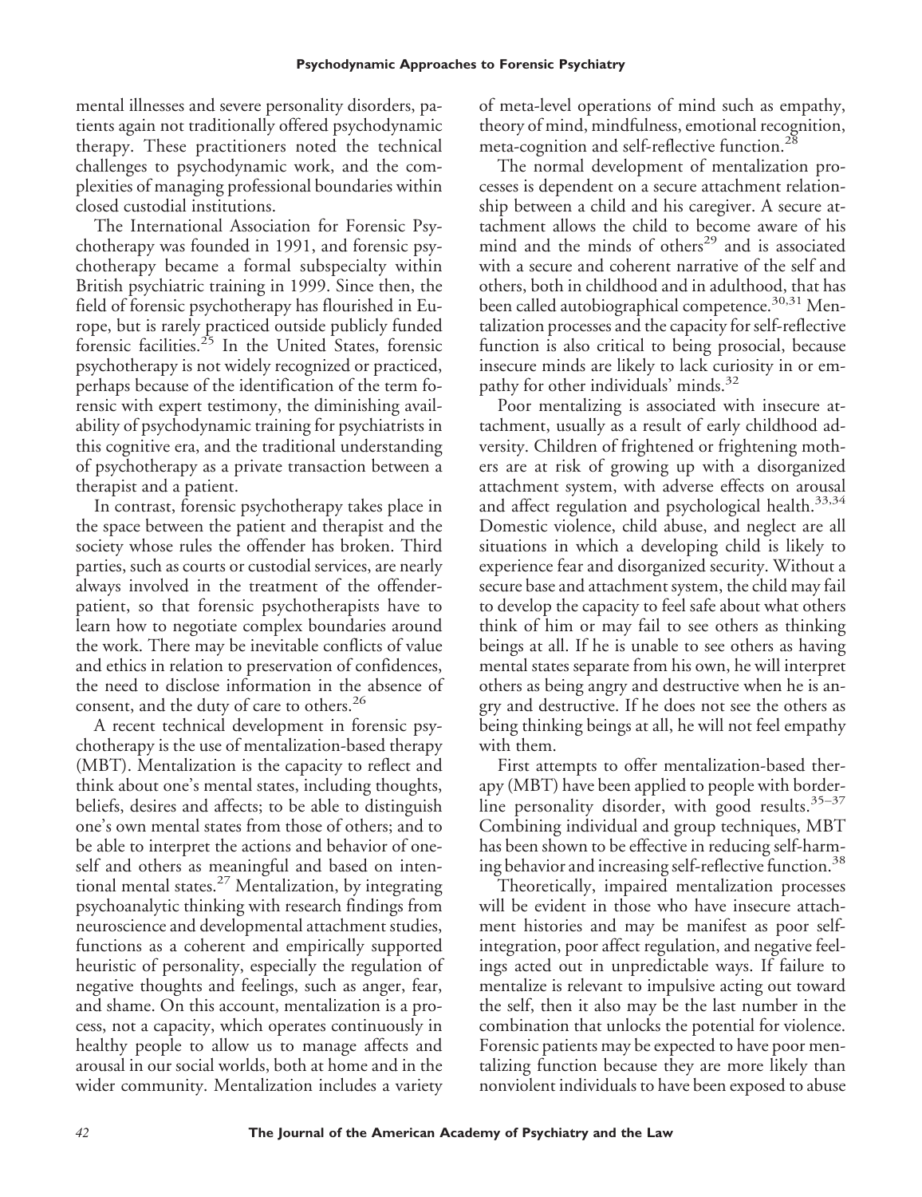mental illnesses and severe personality disorders, patients again not traditionally offered psychodynamic therapy. These practitioners noted the technical challenges to psychodynamic work, and the complexities of managing professional boundaries within closed custodial institutions.

The International Association for Forensic Psychotherapy was founded in 1991, and forensic psychotherapy became a formal subspecialty within British psychiatric training in 1999. Since then, the field of forensic psychotherapy has flourished in Europe, but is rarely practiced outside publicly funded forensic facilities.[25] In the United States, forensic psychotherapy is not widely recognized or practiced, perhaps because of the identification of the term forensic with expert testimony, the diminishing availability of psychodynamic training for psychiatrists in this cognitive era, and the traditional understanding of psychotherapy as a private transaction between a therapist and a patient.

In contrast, forensic psychotherapy takes place in the space between the patient and therapist and the society whose rules the offender has broken. Third parties, such as courts or custodial services, are nearly always involved in the treatment of the offender-patient, so that forensic psychotherapists have to learn how to negotiate complex boundaries around the work. There may be inevitable conflicts of value and ethics in relation to preservation of confidences, the need to disclose information in the absence of consent, and the duty of care to others.[26]

A recent technical development in forensic psychotherapy is the use of mentalization-based therapy (MBT). Mentalization is the capacity to reflect and think about one's mental states, including thoughts, beliefs, desires and affects; to be able to distinguish one's own mental states from those of others; and to be able to interpret the actions and behavior of oneself and others as meaningful and based on intentional mental states.[27] Mentalization, by integrating psychoanalytic thinking with research findings from neuroscience and developmental attachment studies, functions as a coherent and empirically supported heuristic of personality, especially the regulation of negative thoughts and feelings, such as anger, fear, and shame. On this account, mentalization is a process, not a capacity, which operates continuously in healthy people to allow us to manage affects and arousal in our social worlds, both at home and in the wider community. Mentalization includes a variety of meta-level operations of mind such as empathy, theory of mind, mindfulness, emotional recognition, meta-cognition and self-reflective function.[28]

The normal development of mentalization processes is dependent on a secure attachment relationship between a child and his caregiver. A secure attachment allows the child to become aware of his mind and the minds of others[29] and is associated with a secure and coherent narrative of the self and others, both in childhood and in adulthood, that has been called autobiographical competence.[30,31] Mentalization processes and the capacity for self-reflective function is also critical to being prosocial, because insecure minds are likely to lack curiosity in or empathy for other individuals' minds.[32]

Poor mentalizing is associated with insecure attachment, usually as a result of early childhood adversity. Children of frightened or frightening mothers are at risk of growing up with a disorganized attachment system, with adverse effects on arousal and affect regulation and psychological health.[33,34] Domestic violence, child abuse, and neglect are all situations in which a developing child is likely to experience fear and disorganized security. Without a secure base and attachment system, the child may fail to develop the capacity to feel safe about what others think of him or may fail to see others as thinking beings at all. If he is unable to see others as having mental states separate from his own, he will interpret others as being angry and destructive when he is angry and destructive. If he does not see the others as being thinking beings at all, he will not feel empathy with them.

First attempts to offer mentalization-based therapy (MBT) have been applied to people with borderline personality disorder, with good results.[35–37] Combining individual and group techniques, MBT has been shown to be effective in reducing self-harming behavior and increasing self-reflective function.[38]

Theoretically, impaired mentalization processes will be evident in those who have insecure attachment histories and may be manifest as poor self-integration, poor affect regulation, and negative feelings acted out in unpredictable ways. If failure to mentalize is relevant to impulsive acting out toward the self, then it also may be the last number in the combination that unlocks the potential for violence. Forensic patients may be expected to have poor mentalizing function because they are more likely than nonviolent individuals to have been exposed to abuse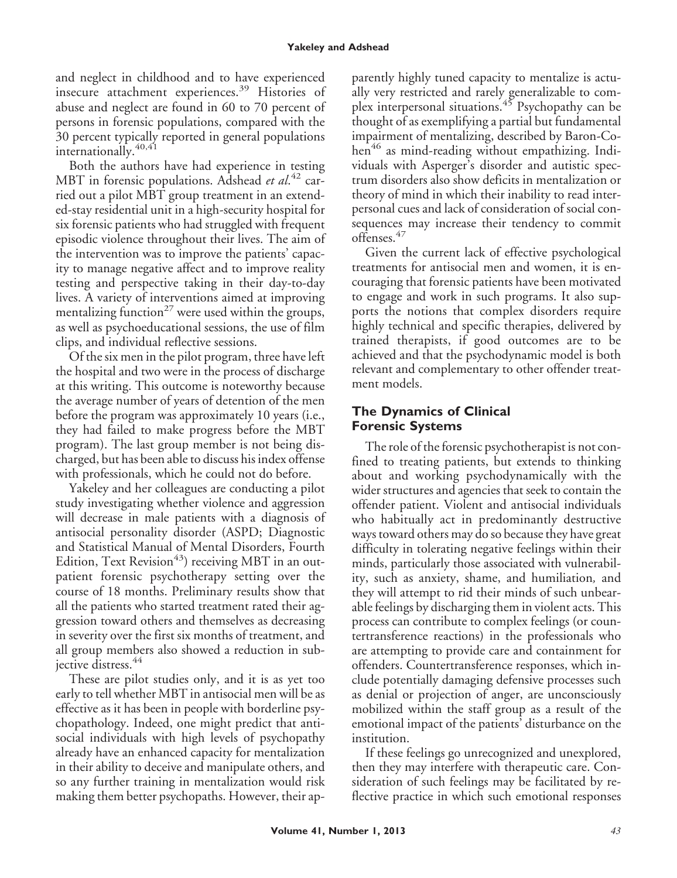and neglect in childhood and to have experienced insecure attachment experiences.[39] Histories of abuse and neglect are found in 60 to 70 percent of persons in forensic populations, compared with the 30 percent typically reported in general populations internationally.[40,41]

Both the authors have had experience in testing MBT in forensic populations. Adshead *et al*.[42] carried out a pilot MBT group treatment in an extended-stay residential unit in a high-security hospital for six forensic patients who had struggled with frequent episodic violence throughout their lives. The aim of the intervention was to improve the patients' capacity to manage negative affect and to improve reality testing and perspective taking in their day-to-day lives. A variety of interventions aimed at improving mentalizing function[27] were used within the groups, as well as psychoeducational sessions, the use of film clips, and individual reflective sessions.

Of the six men in the pilot program, three have left the hospital and two were in the process of discharge at this writing. This outcome is noteworthy because the average number of years of detention of the men before the program was approximately 10 years (i.e., they had failed to make progress before the MBT program). The last group member is not being discharged, but has been able to discuss his index offense with professionals, which he could not do before.

Yakeley and her colleagues are conducting a pilot study investigating whether violence and aggression will decrease in male patients with a diagnosis of antisocial personality disorder (ASPD; Diagnostic and Statistical Manual of Mental Disorders, Fourth Edition, Text Revision[43]) receiving MBT in an outpatient forensic psychotherapy setting over the course of 18 months. Preliminary results show that all the patients who started treatment rated their aggression toward others and themselves as decreasing in severity over the first six months of treatment, and all group members also showed a reduction in subjective distress.[44]

These are pilot studies only, and it is as yet too early to tell whether MBT in antisocial men will be as effective as it has been in people with borderline psychopathology. Indeed, one might predict that antisocial individuals with high levels of psychopathy already have an enhanced capacity for mentalization in their ability to deceive and manipulate others, and so any further training in mentalization would risk making them better psychopaths. However, their apparently highly tuned capacity to mentalize is actually very restricted and rarely generalizable to complex interpersonal situations.[45] Psychopathy can be thought of as exemplifying a partial but fundamental impairment of mentalizing, described by Baron-Cohen[46] as mind-reading without empathizing. Individuals with Asperger's disorder and autistic spectrum disorders also show deficits in mentalization or theory of mind in which their inability to read interpersonal cues and lack of consideration of social consequences may increase their tendency to commit offenses.[47]

Given the current lack of effective psychological treatments for antisocial men and women, it is encouraging that forensic patients have been motivated to engage and work in such programs. It also supports the notions that complex disorders require highly technical and specific therapies, delivered by trained therapists, if good outcomes are to be achieved and that the psychodynamic model is both relevant and complementary to other offender treatment models.

## The Dynamics of Clinical Forensic Systems

The role of the forensic psychotherapist is not confined to treating patients, but extends to thinking about and working psychodynamically with the wider structures and agencies that seek to contain the offender patient. Violent and antisocial individuals who habitually act in predominantly destructive ways toward others may do so because they have great difficulty in tolerating negative feelings within their minds, particularly those associated with vulnerability, such as anxiety, shame, and humiliation, and they will attempt to rid their minds of such unbearable feelings by discharging them in violent acts. This process can contribute to complex feelings (or countertransference reactions) in the professionals who are attempting to provide care and containment for offenders. Countertransference responses, which include potentially damaging defensive processes such as denial or projection of anger, are unconsciously mobilized within the staff group as a result of the emotional impact of the patients' disturbance on the institution.

If these feelings go unrecognized and unexplored, then they may interfere with therapeutic care. Consideration of such feelings may be facilitated by reflective practice in which such emotional responses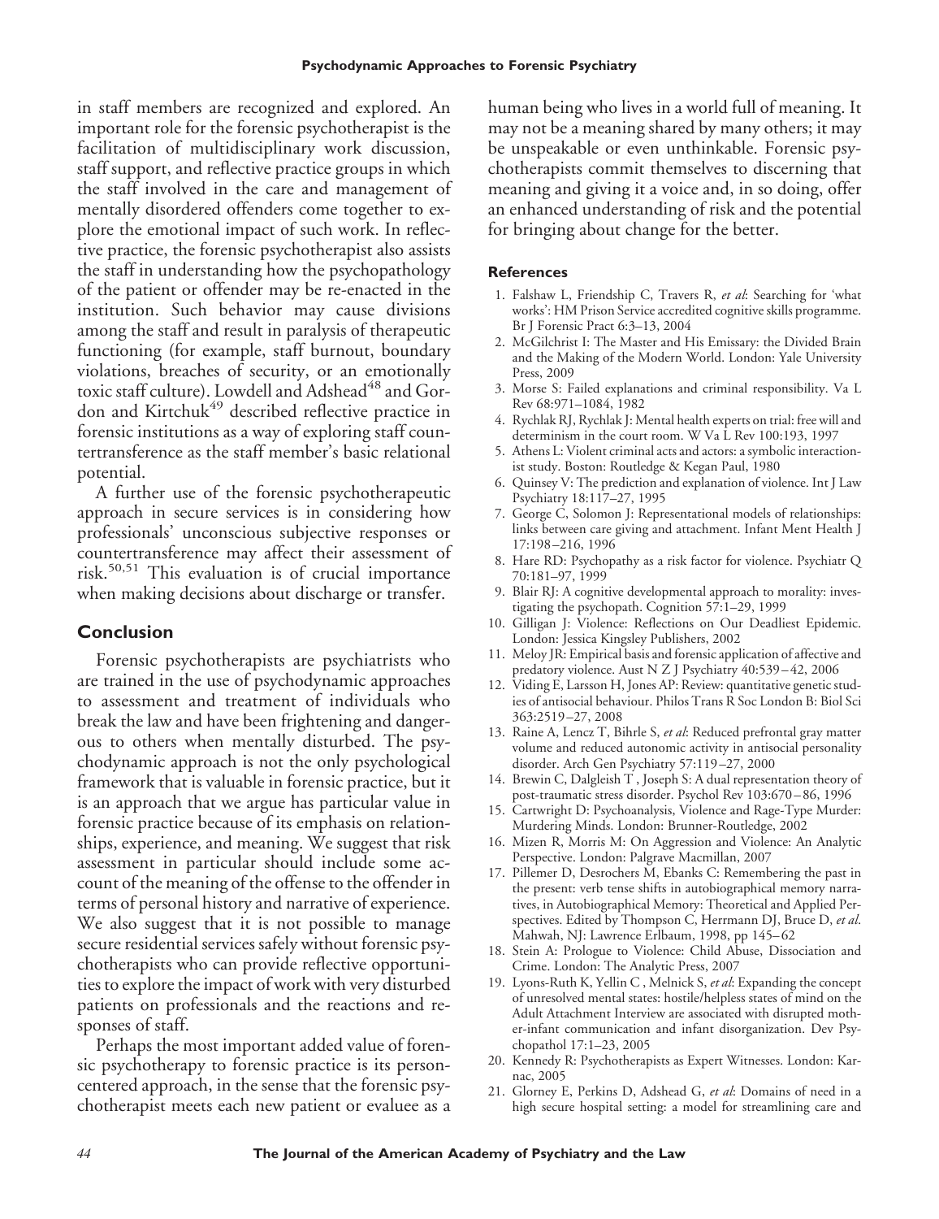in staff members are recognized and explored. An important role for the forensic psychotherapist is the facilitation of multidisciplinary work discussion, staff support, and reflective practice groups in which the staff involved in the care and management of mentally disordered offenders come together to explore the emotional impact of such work. In reflective practice, the forensic psychotherapist also assists the staff in understanding how the psychopathology of the patient or offender may be re-enacted in the institution. Such behavior may cause divisions among the staff and result in paralysis of therapeutic functioning (for example, staff burnout, boundary violations, breaches of security, or an emotionally toxic staff culture). Lowdell and Adshead[48] and Gordon and Kirtchuk[49] described reflective practice in forensic institutions as a way of exploring staff countertransference as the staff member's basic relational potential.

A further use of the forensic psychotherapeutic approach in secure services is in considering how professionals' unconscious subjective responses or countertransference may affect their assessment of risk.[50,51] This evaluation is of crucial importance when making decisions about discharge or transfer.

## Conclusion

Forensic psychotherapists are psychiatrists who are trained in the use of psychodynamic approaches to assessment and treatment of individuals who break the law and have been frightening and dangerous to others when mentally disturbed. The psychodynamic approach is not the only psychological framework that is valuable in forensic practice, but it is an approach that we argue has particular value in forensic practice because of its emphasis on relationships, experience, and meaning. We suggest that risk assessment in particular should include some account of the meaning of the offense to the offender in terms of personal history and narrative of experience. We also suggest that it is not possible to manage secure residential services safely without forensic psychotherapists who can provide reflective opportunities to explore the impact of work with very disturbed patients on professionals and the reactions and responses of staff.

Perhaps the most important added value of forensic psychotherapy to forensic practice is its person-centered approach, in the sense that the forensic psychotherapist meets each new patient or evaluee as a human being who lives in a world full of meaning. It may not be a meaning shared by many others; it may be unspeakable or even unthinkable. Forensic psychotherapists commit themselves to discerning that meaning and giving it a voice and, in so doing, offer an enhanced understanding of risk and the potential for bringing about change for the better.

### References

1. Falshaw L, Friendship C, Travers R, *et al*: Searching for 'what works': HM Prison Service accredited cognitive skills programme. Br J Forensic Pract 6:3–13, 2004
2. McGilchrist I: The Master and His Emissary: the Divided Brain and the Making of the Modern World. London: Yale University Press, 2009
3. Morse S: Failed explanations and criminal responsibility. Va L Rev 68:971–1084, 1982
4. Rychlak RJ, Rychlak J: Mental health experts on trial: free will and determinism in the court room. W Va L Rev 100:193, 1997
5. Athens L: Violent criminal acts and actors: a symbolic interactionist study. Boston: Routledge & Kegan Paul, 1980
6. Quinsey V: The prediction and explanation of violence. Int J Law Psychiatry 18:117–27, 1995
7. George C, Solomon J: Representational models of relationships: links between care giving and attachment. Infant Ment Health J 17:198–216, 1996
8. Hare RD: Psychopathy as a risk factor for violence. Psychiatr Q 70:181–97, 1999
9. Blair RJ: A cognitive developmental approach to morality: investigating the psychopath. Cognition 57:1–29, 1999
10. Gilligan J: Violence: Reflections on Our Deadliest Epidemic. London: Jessica Kingsley Publishers, 2002
11. Meloy JR: Empirical basis and forensic application of affective and predatory violence. Aust N Z J Psychiatry 40:539–42, 2006
12. Viding E, Larsson H, Jones AP: Review: quantitative genetic studies of antisocial behaviour. Philos Trans R Soc London B: Biol Sci 363:2519–27, 2008
13. Raine A, Lencz T, Bihrle S, *et al*: Reduced prefrontal gray matter volume and reduced autonomic activity in antisocial personality disorder. Arch Gen Psychiatry 57:119–27, 2000
14. Brewin C, Dalgleish T , Joseph S: A dual representation theory of post-traumatic stress disorder. Psychol Rev 103:670–86, 1996
15. Cartwright D: Psychoanalysis, Violence and Rage-Type Murder: Murdering Minds. London: Brunner-Routledge, 2002
16. Mizen R, Morris M: On Aggression and Violence: An Analytic Perspective. London: Palgrave Macmillan, 2007
17. Pillemer D, Desrochers M, Ebanks C: Remembering the past in the present: verb tense shifts in autobiographical memory narratives, in Autobiographical Memory: Theoretical and Applied Perspectives. Edited by Thompson C, Herrmann DJ, Bruce D, *et al*. Mahwah, NJ: Lawrence Erlbaum, 1998, pp 145–62
18. Stein A: Prologue to Violence: Child Abuse, Dissociation and Crime. London: The Analytic Press, 2007
19. Lyons-Ruth K, Yellin C , Melnick S, *et al*: Expanding the concept of unresolved mental states: hostile/helpless states of mind on the Adult Attachment Interview are associated with disrupted mother-infant communication and infant disorganization. Dev Psychopathol 17:1–23, 2005
20. Kennedy R: Psychotherapists as Expert Witnesses. London: Karnac, 2005
21. Glorney E, Perkins D, Adshead G, *et al*: Domains of need in a high secure hospital setting: a model for streamlining care and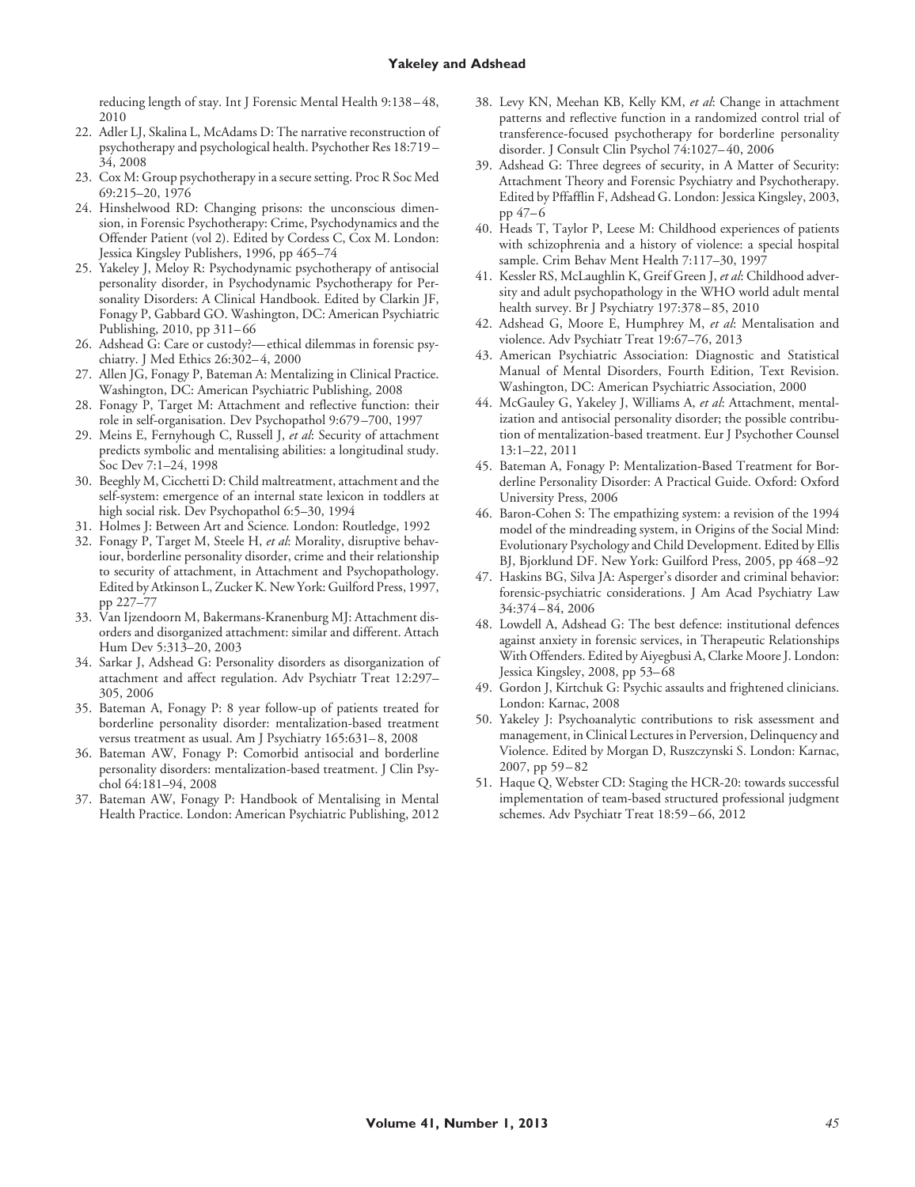reducing length of stay. Int J Forensic Mental Health 9:138–48, 2010

22. Adler LJ, Skalina L, McAdams D: The narrative reconstruction of psychotherapy and psychological health. Psychother Res 18:719–34, 2008
23. Cox M: Group psychotherapy in a secure setting. Proc R Soc Med 69:215–20, 1976
24. Hinshelwood RD: Changing prisons: the unconscious dimension, in Forensic Psychotherapy: Crime, Psychodynamics and the Offender Patient (vol 2). Edited by Cordess C, Cox M. London: Jessica Kingsley Publishers, 1996, pp 465–74
25. Yakeley J, Meloy R: Psychodynamic psychotherapy of antisocial personality disorder, in Psychodynamic Psychotherapy for Personality Disorders: A Clinical Handbook. Edited by Clarkin JF, Fonagy P, Gabbard GO. Washington, DC: American Psychiatric Publishing, 2010, pp 311–66
26. Adshead G: Care or custody?—ethical dilemmas in forensic psychiatry. J Med Ethics 26:302–4, 2000
27. Allen JG, Fonagy P, Bateman A: Mentalizing in Clinical Practice. Washington, DC: American Psychiatric Publishing, 2008
28. Fonagy P, Target M: Attachment and reflective function: their role in self-organisation. Dev Psychopathol 9:679–700, 1997
29. Meins E, Fernyhough C, Russell J, *et al*: Security of attachment predicts symbolic and mentalising abilities: a longitudinal study. Soc Dev 7:1–24, 1998
30. Beeghly M, Cicchetti D: Child maltreatment, attachment and the self-system: emergence of an internal state lexicon in toddlers at high social risk. Dev Psychopathol 6:5–30, 1994
31. Holmes J: Between Art and Science. London: Routledge, 1992
32. Fonagy P, Target M, Steele H, *et al*: Morality, disruptive behaviour, borderline personality disorder, crime and their relationship to security of attachment, in Attachment and Psychopathology. Edited by Atkinson L, Zucker K. New York: Guilford Press, 1997, pp 227–77
33. Van Ijzendoorn M, Bakermans-Kranenburg MJ: Attachment disorders and disorganized attachment: similar and different. Attach Hum Dev 5:313–20, 2003
34. Sarkar J, Adshead G: Personality disorders as disorganization of attachment and affect regulation. Adv Psychiatr Treat 12:297–305, 2006
35. Bateman A, Fonagy P: 8 year follow-up of patients treated for borderline personality disorder: mentalization-based treatment versus treatment as usual. Am J Psychiatry 165:631–8, 2008
36. Bateman AW, Fonagy P: Comorbid antisocial and borderline personality disorders: mentalization-based treatment. J Clin Psychol 64:181–94, 2008
37. Bateman AW, Fonagy P: Handbook of Mentalising in Mental Health Practice. London: American Psychiatric Publishing, 2012
38. Levy KN, Meehan KB, Kelly KM, *et al*: Change in attachment patterns and reflective function in a randomized control trial of transference-focused psychotherapy for borderline personality disorder. J Consult Clin Psychol 74:1027–40, 2006
39. Adshead G: Three degrees of security, in A Matter of Security: Attachment Theory and Forensic Psychiatry and Psychotherapy. Edited by Pffafflin F, Adshead G. London: Jessica Kingsley, 2003, pp 47–6
40. Heads T, Taylor P, Leese M: Childhood experiences of patients with schizophrenia and a history of violence: a special hospital sample. Crim Behav Ment Health 7:117–30, 1997
41. Kessler RS, McLaughlin K, Greif Green J, *et al*: Childhood adversity and adult psychopathology in the WHO world adult mental health survey. Br J Psychiatry 197:378–85, 2010
42. Adshead G, Moore E, Humphrey M, *et al*: Mentalisation and violence. Adv Psychiatr Treat 19:67–76, 2013
43. American Psychiatric Association: Diagnostic and Statistical Manual of Mental Disorders, Fourth Edition, Text Revision. Washington, DC: American Psychiatric Association, 2000
44. McGauley G, Yakeley J, Williams A, *et al*: Attachment, mentalization and antisocial personality disorder; the possible contribution of mentalization-based treatment. Eur J Psychother Counsel 13:1–22, 2011
45. Bateman A, Fonagy P: Mentalization-Based Treatment for Borderline Personality Disorder: A Practical Guide. Oxford: Oxford University Press, 2006
46. Baron-Cohen S: The empathizing system: a revision of the 1994 model of the mindreading system, in Origins of the Social Mind: Evolutionary Psychology and Child Development. Edited by Ellis BJ, Bjorklund DF. New York: Guilford Press, 2005, pp 468–92
47. Haskins BG, Silva JA: Asperger's disorder and criminal behavior: forensic-psychiatric considerations. J Am Acad Psychiatry Law 34:374–84, 2006
48. Lowdell A, Adshead G: The best defence: institutional defences against anxiety in forensic services, in Therapeutic Relationships With Offenders. Edited by Aiyegbusi A, Clarke Moore J. London: Jessica Kingsley, 2008, pp 53–68
49. Gordon J, Kirtchuk G: Psychic assaults and frightened clinicians. London: Karnac, 2008
50. Yakeley J: Psychoanalytic contributions to risk assessment and management, in Clinical Lectures in Perversion, Delinquency and Violence. Edited by Morgan D, Ruszczynski S. London: Karnac, 2007, pp 59–82
51. Haque Q, Webster CD: Staging the HCR-20: towards successful implementation of team-based structured professional judgment schemes. Adv Psychiatr Treat 18:59–66, 2012